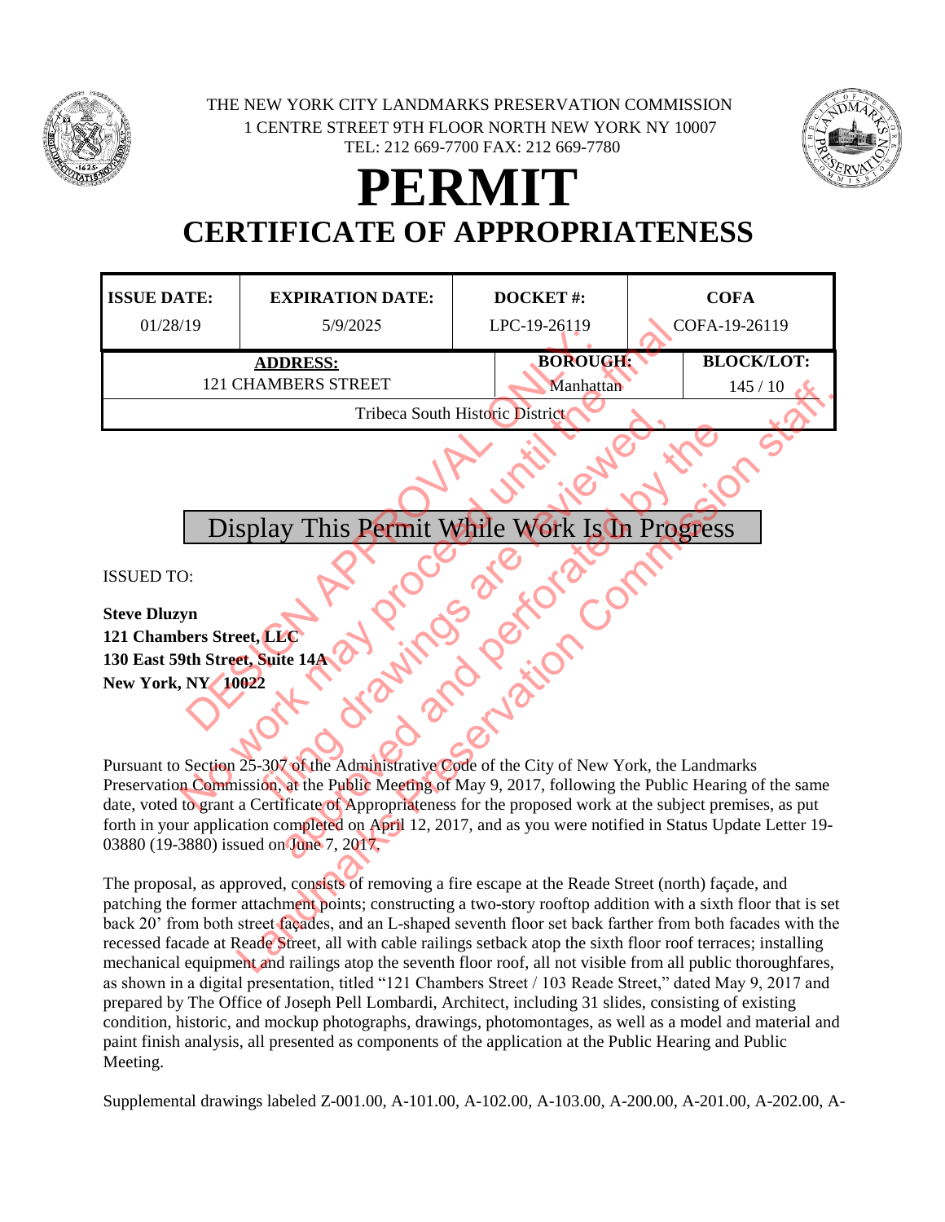THE NEW YORK CITY LANDMARKS PRESERVATION COMMISSION
1 CENTRE STREET 9TH FLOOR NORTH NEW YORK NY 10007
TEL: 212 669-7700 FAX: 212 669-7780

# PERMIT

## CERTIFICATE OF APPROPRIATENESS

| ISSUE DATE: | EXPIRATION DATE: | DOCKET #: | COFA |
|---|---|---|---|
| 01/28/19 | 5/9/2025 | LPC-19-26119 | COFA-19-26119 |

| ADDRESS: | BOROUGH: | BLOCK/LOT: |
|---|---|---|
| 121 CHAMBERS STREET | Manhattan | 145 / 10 |
| Tribeca South Historic District | | |

DESIGN APPROVAL ONLY. No work may proceed until the final filing drawings are reviewed, approved and perforated by the Landmarks Preservation Commission staff.

Display This Permit While Work Is In Progress

ISSUED TO:

**Steve Dluzyn**
**121 Chambers Street, LLC**
**130 East 59th Street, Suite 14A**
**New York, NY 10022**

Pursuant to Section 25-307 of the Administrative Code of the City of New York, the Landmarks Preservation Commission, at the Public Meeting of May 9, 2017, following the Public Hearing of the same date, voted to grant a Certificate of Appropriateness for the proposed work at the subject premises, as put forth in your application completed on April 12, 2017, and as you were notified in Status Update Letter 19-03880 (19-3880) issued on June 7, 2017.

The proposal, as approved, consists of removing a fire escape at the Reade Street (north) façade, and patching the former attachment points; constructing a two-story rooftop addition with a sixth floor that is set back 20' from both street façades, and an L-shaped seventh floor set back farther from both facades with the recessed facade at Reade Street, all with cable railings setback atop the sixth floor roof terraces; installing mechanical equipment and railings atop the seventh floor roof, all not visible from all public thoroughfares, as shown in a digital presentation, titled "121 Chambers Street / 103 Reade Street," dated May 9, 2017 and prepared by The Office of Joseph Pell Lombardi, Architect, including 31 slides, consisting of existing condition, historic, and mockup photographs, drawings, photomontages, as well as a model and material and paint finish analysis, all presented as components of the application at the Public Hearing and Public Meeting.

Supplemental drawings labeled Z-001.00, A-101.00, A-102.00, A-103.00, A-200.00, A-201.00, A-202.00, A-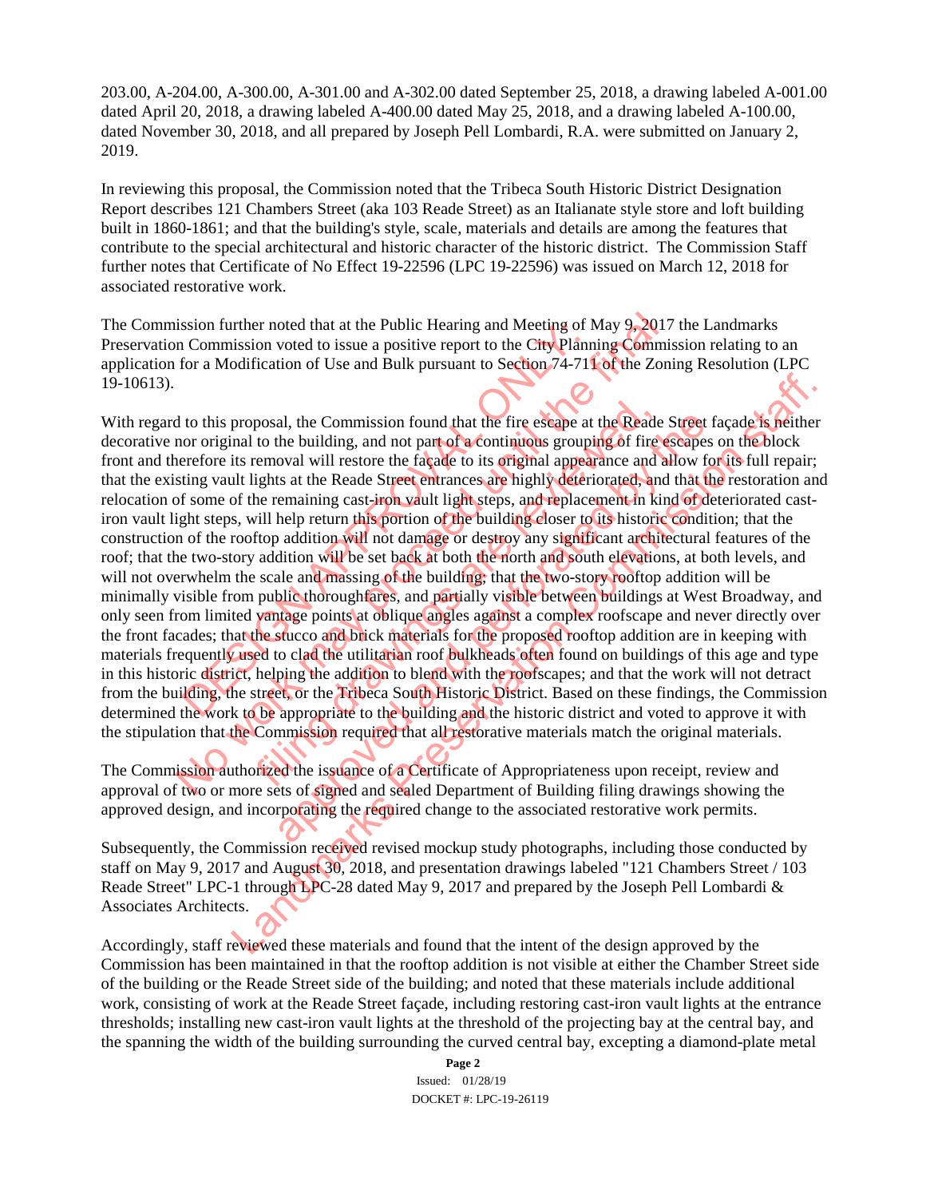203.00, A-204.00, A-300.00, A-301.00 and A-302.00 dated September 25, 2018, a drawing labeled A-001.00 dated April 20, 2018, a drawing labeled A-400.00 dated May 25, 2018, and a drawing labeled A-100.00, dated November 30, 2018, and all prepared by Joseph Pell Lombardi, R.A. were submitted on January 2, 2019.

In reviewing this proposal, the Commission noted that the Tribeca South Historic District Designation Report describes 121 Chambers Street (aka 103 Reade Street) as an Italianate style store and loft building built in 1860-1861; and that the building's style, scale, materials and details are among the features that contribute to the special architectural and historic character of the historic district. The Commission Staff further notes that Certificate of No Effect 19-22596 (LPC 19-22596) was issued on March 12, 2018 for associated restorative work.

The Commission further noted that at the Public Hearing and Meeting of May 9, 2017 the Landmarks Preservation Commission voted to issue a positive report to the City Planning Commission relating to an application for a Modification of Use and Bulk pursuant to Section 74-711 of the Zoning Resolution (LPC 19-10613).

With regard to this proposal, the Commission found that the fire escape at the Reade Street façade is neither decorative nor original to the building, and not part of a continuous grouping of fire escapes on the block front and therefore its removal will restore the façade to its original appearance and allow for its full repair; that the existing vault lights at the Reade Street entrances are highly deteriorated, and that the restoration and relocation of some of the remaining cast-iron vault light steps, and replacement in kind of deteriorated cast-iron vault light steps, will help return this portion of the building closer to its historic condition; that the construction of the rooftop addition will not damage or destroy any significant architectural features of the roof; that the two-story addition will be set back at both the north and south elevations, at both levels, and will not overwhelm the scale and massing of the building; that the two-story rooftop addition will be minimally visible from public thoroughfares, and partially visible between buildings at West Broadway, and only seen from limited vantage points at oblique angles against a complex roofscape and never directly over the front facades; that the stucco and brick materials for the proposed rooftop addition are in keeping with materials frequently used to clad the utilitarian roof bulkheads often found on buildings of this age and type in this historic district, helping the addition to blend with the roofscapes; and that the work will not detract from the building, the street, or the Tribeca South Historic District. Based on these findings, the Commission determined the work to be appropriate to the building and the historic district and voted to approve it with the stipulation that the Commission required that all restorative materials match the original materials.

The Commission authorized the issuance of a Certificate of Appropriateness upon receipt, review and approval of two or more sets of signed and sealed Department of Building filing drawings showing the approved design, and incorporating the required change to the associated restorative work permits.

Subsequently, the Commission received revised mockup study photographs, including those conducted by staff on May 9, 2017 and August 30, 2018, and presentation drawings labeled "121 Chambers Street / 103 Reade Street" LPC-1 through LPC-28 dated May 9, 2017 and prepared by the Joseph Pell Lombardi & Associates Architects.

Accordingly, staff reviewed these materials and found that the intent of the design approved by the Commission has been maintained in that the rooftop addition is not visible at either the Chamber Street side of the building or the Reade Street side of the building; and noted that these materials include additional work, consisting of work at the Reade Street façade, including restoring cast-iron vault lights at the entrance thresholds; installing new cast-iron vault lights at the threshold of the projecting bay at the central bay, and the spanning the width of the building surrounding the curved central bay, excepting a diamond-plate metal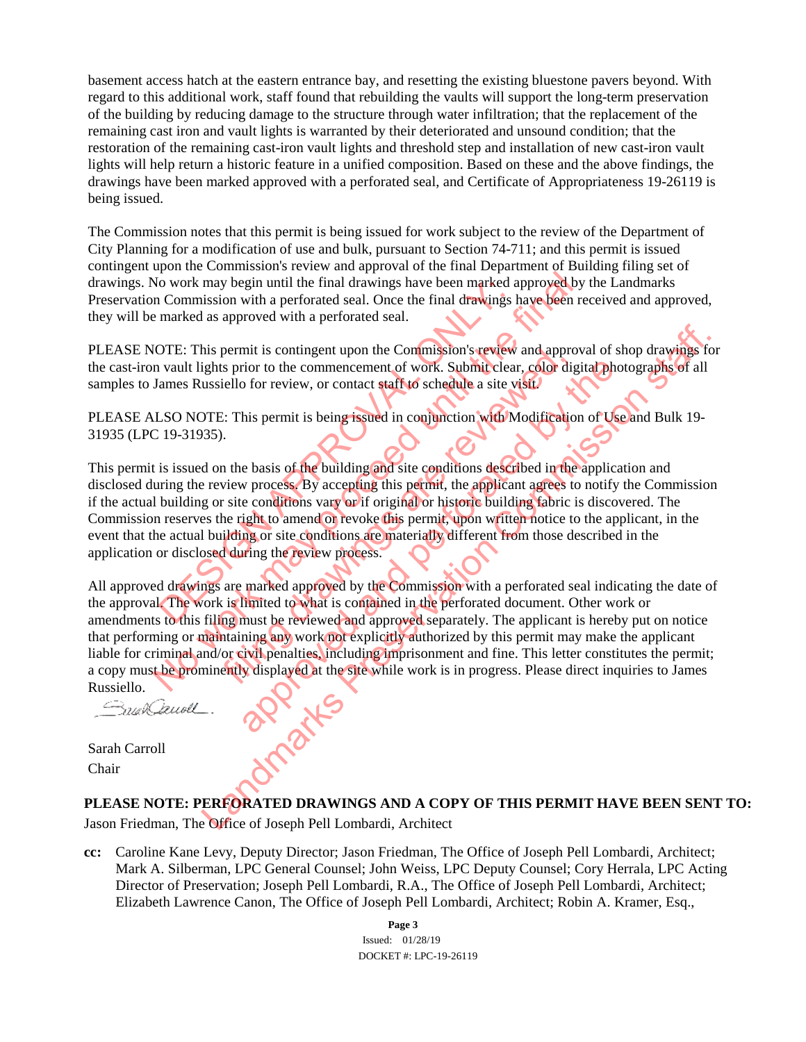basement access hatch at the eastern entrance bay, and resetting the existing bluestone pavers beyond. With regard to this additional work, staff found that rebuilding the vaults will support the long-term preservation of the building by reducing damage to the structure through water infiltration; that the replacement of the remaining cast iron and vault lights is warranted by their deteriorated and unsound condition; that the restoration of the remaining cast-iron vault lights and threshold step and installation of new cast-iron vault lights will help return a historic feature in a unified composition. Based on these and the above findings, the drawings have been marked approved with a perforated seal, and Certificate of Appropriateness 19-26119 is being issued.

The Commission notes that this permit is being issued for work subject to the review of the Department of City Planning for a modification of use and bulk, pursuant to Section 74-711; and this permit is issued contingent upon the Commission's review and approval of the final Department of Building filing set of drawings. No work may begin until the final drawings have been marked approved by the Landmarks Preservation Commission with a perforated seal. Once the final drawings have been received and approved, they will be marked as approved with a perforated seal.

PLEASE NOTE: This permit is contingent upon the Commission's review and approval of shop drawings for the cast-iron vault lights prior to the commencement of work. Submit clear, color digital photographs of all samples to James Russiello for review, or contact staff to schedule a site visit.

PLEASE ALSO NOTE: This permit is being issued in conjunction with Modification of Use and Bulk 19-31935 (LPC 19-31935).

This permit is issued on the basis of the building and site conditions described in the application and disclosed during the review process. By accepting this permit, the applicant agrees to notify the Commission if the actual building or site conditions vary or if original or historic building fabric is discovered. The Commission reserves the right to amend or revoke this permit, upon written notice to the applicant, in the event that the actual building or site conditions are materially different from those described in the application or disclosed during the review process.

All approved drawings are marked approved by the Commission with a perforated seal indicating the date of the approval. The work is limited to what is contained in the perforated document. Other work or amendments to this filing must be reviewed and approved separately. The applicant is hereby put on notice that performing or maintaining any work not explicitly authorized by this permit may make the applicant liable for criminal and/or civil penalties, including imprisonment and fine. This letter constitutes the permit; a copy must be prominently displayed at the site while work is in progress. Please direct inquiries to James Russiello.

Sarah Carroll
Chair

**PLEASE NOTE: PERFORATED DRAWINGS AND A COPY OF THIS PERMIT HAVE BEEN SENT TO:**
Jason Friedman, The Office of Joseph Pell Lombardi, Architect

**cc:** Caroline Kane Levy, Deputy Director; Jason Friedman, The Office of Joseph Pell Lombardi, Architect; Mark A. Silberman, LPC General Counsel; John Weiss, LPC Deputy Counsel; Cory Herrala, LPC Acting Director of Preservation; Joseph Pell Lombardi, R.A., The Office of Joseph Pell Lombardi, Architect; Elizabeth Lawrence Canon, The Office of Joseph Pell Lombardi, Architect; Robin A. Kramer, Esq.,

**Page 3**
Issued: 01/28/19
DOCKET #: LPC-19-26119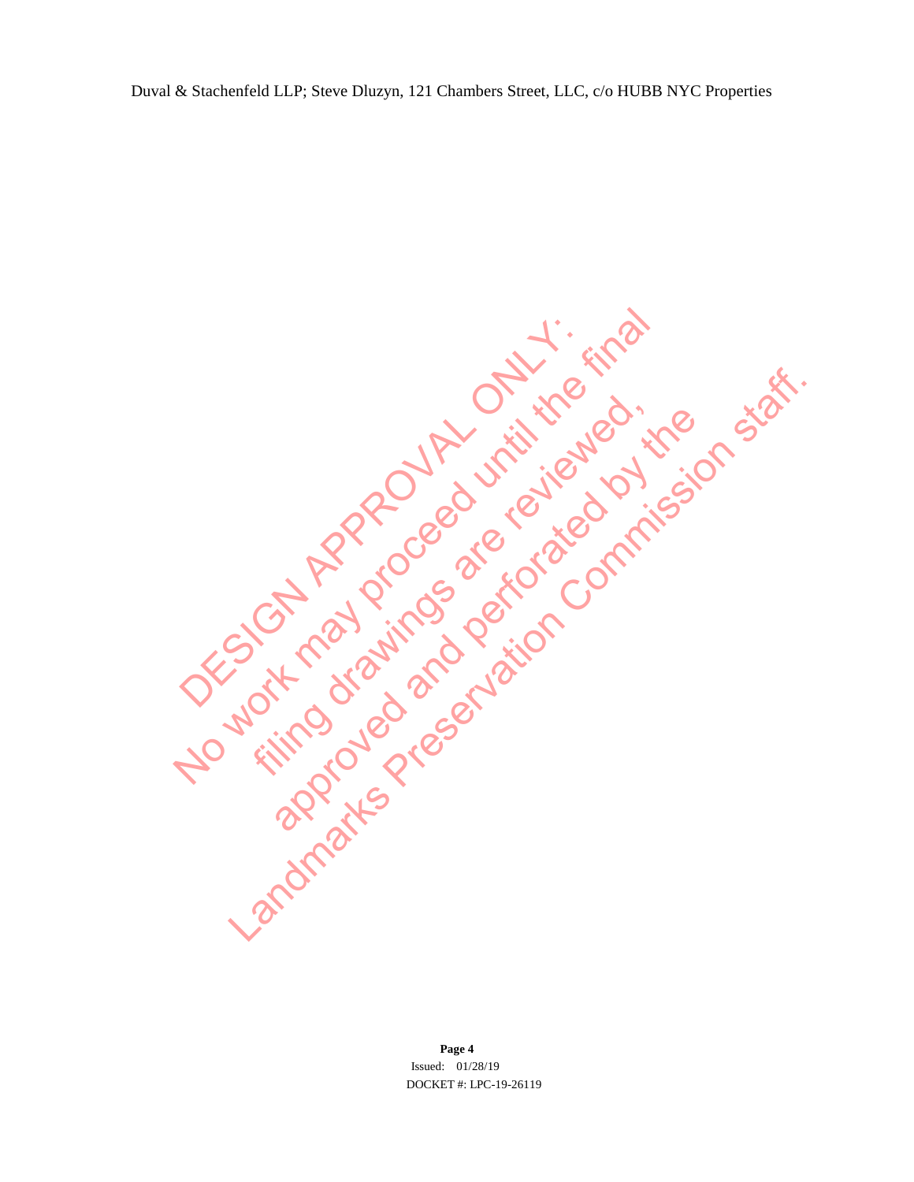Duval & Stachenfeld LLP; Steve Dluzyn, 121 Chambers Street, LLC, c/o HUBB NYC Properties

DESIGN APPROVAL ONLY: No work may proceed until the final filing drawings are reviewed, approved and perforated by the Landmarks Preservation Commission staff.

Issued: 01/28/19

DOCKET #: LPC-19-26119